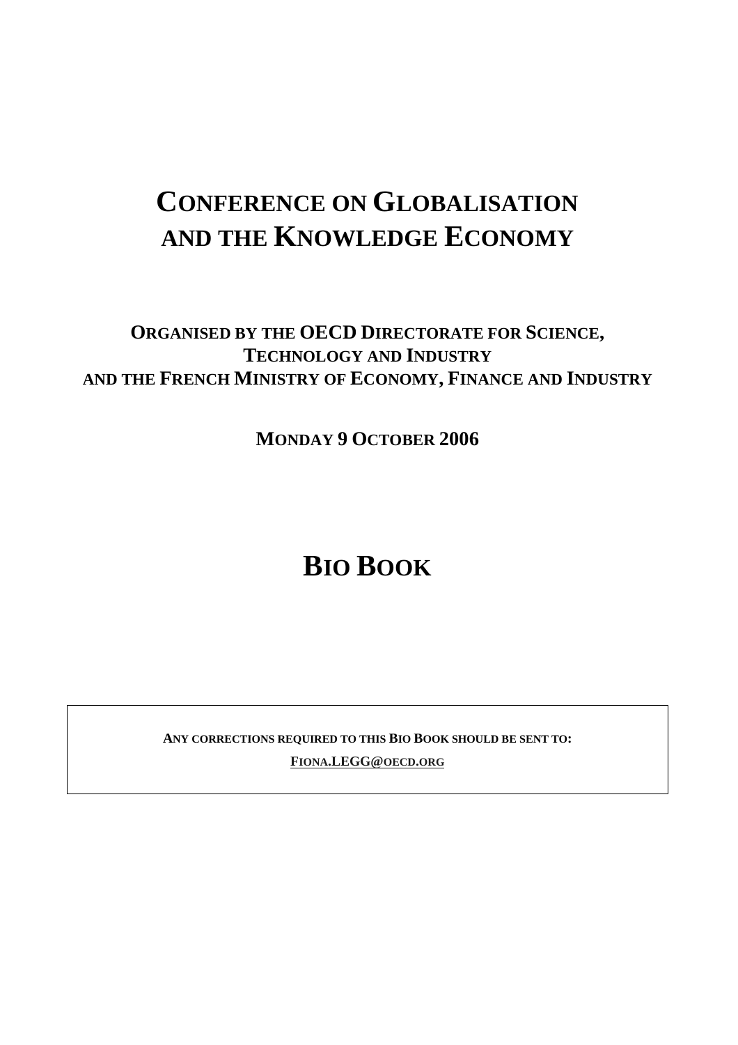# Conference on Globalisation and the Knowledge Economy

**Organised by the OECD Directorate for Science, Technology and Industry and the French Ministry of Economy, Finance and Industry**

**Monday 9 October 2006**

# Bio Book

**Any corrections required to this Bio Book should be sent to:**

**Fiona.LEGG@oecd.org**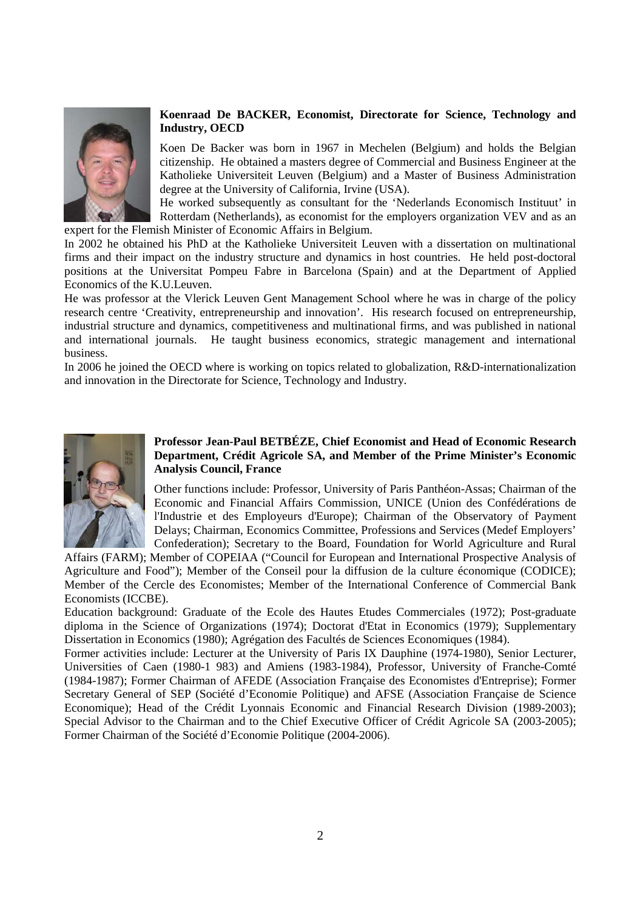**Koenraad De BACKER, Economist, Directorate for Science, Technology and Industry, OECD**

Koen De Backer was born in 1967 in Mechelen (Belgium) and holds the Belgian citizenship. He obtained a masters degree of Commercial and Business Engineer at the Katholieke Universiteit Leuven (Belgium) and a Master of Business Administration degree at the University of California, Irvine (USA).

He worked subsequently as consultant for the 'Nederlands Economisch Instituut' in Rotterdam (Netherlands), as economist for the employers organization VEV and as an expert for the Flemish Minister of Economic Affairs in Belgium.

In 2002 he obtained his PhD at the Katholieke Universiteit Leuven with a dissertation on multinational firms and their impact on the industry structure and dynamics in host countries. He held post-doctoral positions at the Universitat Pompeu Fabre in Barcelona (Spain) and at the Department of Applied Economics of the K.U.Leuven.

He was professor at the Vlerick Leuven Gent Management School where he was in charge of the policy research centre 'Creativity, entrepreneurship and innovation'. His research focused on entrepreneurship, industrial structure and dynamics, competitiveness and multinational firms, and was published in national and international journals. He taught business economics, strategic management and international business.

In 2006 he joined the OECD where is working on topics related to globalization, R&D-internationalization and innovation in the Directorate for Science, Technology and Industry.

**Professor Jean-Paul BETBÉZE, Chief Economist and Head of Economic Research Department, Crédit Agricole SA, and Member of the Prime Minister's Economic Analysis Council, France**

Other functions include: Professor, University of Paris Panthéon-Assas; Chairman of the Economic and Financial Affairs Commission, UNICE (Union des Confédérations de l'Industrie et des Employeurs d'Europe); Chairman of the Observatory of Payment Delays; Chairman, Economics Committee, Professions and Services (Medef Employers' Confederation); Secretary to the Board, Foundation for World Agriculture and Rural Affairs (FARM); Member of COPEIAA ("Council for European and International Prospective Analysis of Agriculture and Food"); Member of the Conseil pour la diffusion de la culture économique (CODICE); Member of the Cercle des Economistes; Member of the International Conference of Commercial Bank Economists (ICCBE).

Education background: Graduate of the Ecole des Hautes Etudes Commerciales (1972); Post-graduate diploma in the Science of Organizations (1974); Doctorat d'Etat in Economics (1979); Supplementary Dissertation in Economics (1980); Agrégation des Facultés de Sciences Economiques (1984).

Former activities include: Lecturer at the University of Paris IX Dauphine (1974-1980), Senior Lecturer, Universities of Caen (1980-1 983) and Amiens (1983-1984), Professor, University of Franche-Comté (1984-1987); Former Chairman of AFEDE (Association Française des Economistes d'Entreprise); Former Secretary General of SEP (Société d'Economie Politique) and AFSE (Association Française de Science Economique); Head of the Crédit Lyonnais Economic and Financial Research Division (1989-2003); Special Advisor to the Chairman and to the Chief Executive Officer of Crédit Agricole SA (2003-2005); Former Chairman of the Société d'Economie Politique (2004-2006).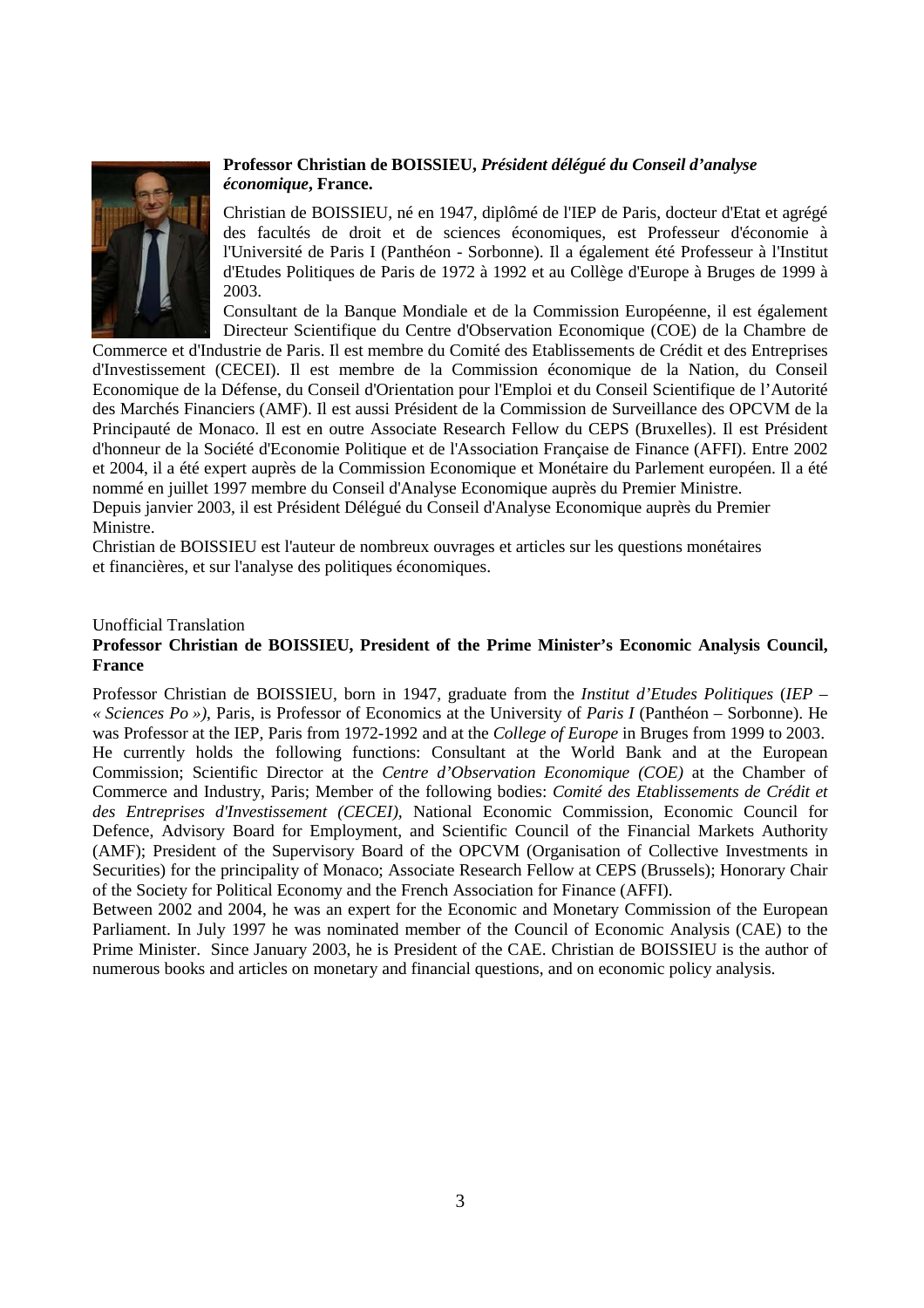**Professor Christian de BOISSIEU, *Président délégué du Conseil d'analyse économique*, France.**

Christian de BOISSIEU, né en 1947, diplômé de l'IEP de Paris, docteur d'Etat et agrégé des facultés de droit et de sciences économiques, est Professeur d'économie à l'Université de Paris I (Panthéon - Sorbonne). Il a également été Professeur à l'Institut d'Etudes Politiques de Paris de 1972 à 1992 et au Collège d'Europe à Bruges de 1999 à 2003.

Consultant de la Banque Mondiale et de la Commission Européenne, il est également Directeur Scientifique du Centre d'Observation Economique (COE) de la Chambre de Commerce et d'Industrie de Paris. Il est membre du Comité des Etablissements de Crédit et des Entreprises d'Investissement (CECEI). Il est membre de la Commission économique de la Nation, du Conseil Economique de la Défense, du Conseil d'Orientation pour l'Emploi et du Conseil Scientifique de l'Autorité des Marchés Financiers (AMF). Il est aussi Président de la Commission de Surveillance des OPCVM de la Principauté de Monaco. Il est en outre Associate Research Fellow du CEPS (Bruxelles). Il est Président d'honneur de la Société d'Economie Politique et de l'Association Française de Finance (AFFI). Entre 2002 et 2004, il a été expert auprès de la Commission Economique et Monétaire du Parlement européen. Il a été nommé en juillet 1997 membre du Conseil d'Analyse Economique auprès du Premier Ministre.

Depuis janvier 2003, il est Président Délégué du Conseil d'Analyse Economique auprès du Premier Ministre.

Christian de BOISSIEU est l'auteur de nombreux ouvrages et articles sur les questions monétaires et financières, et sur l'analyse des politiques économiques.

Unofficial Translation

**Professor Christian de BOISSIEU, President of the Prime Minister's Economic Analysis Council, France**

Professor Christian de BOISSIEU, born in 1947, graduate from the *Institut d'Etudes Politiques* (*IEP – « Sciences Po »)*, Paris, is Professor of Economics at the University of *Paris I* (Panthéon – Sorbonne). He was Professor at the IEP, Paris from 1972-1992 and at the *College of Europe* in Bruges from 1999 to 2003.
He currently holds the following functions: Consultant at the World Bank and at the European Commission; Scientific Director at the *Centre d'Observation Economique (COE)* at the Chamber of Commerce and Industry, Paris; Member of the following bodies: *Comité des Etablissements de Crédit et des Entreprises d'Investissement (CECEI)*, National Economic Commission, Economic Council for Defence, Advisory Board for Employment, and Scientific Council of the Financial Markets Authority (AMF); President of the Supervisory Board of the OPCVM (Organisation of Collective Investments in Securities) for the principality of Monaco; Associate Research Fellow at CEPS (Brussels); Honorary Chair of the Society for Political Economy and the French Association for Finance (AFFI).
Between 2002 and 2004, he was an expert for the Economic and Monetary Commission of the European Parliament. In July 1997 he was nominated member of the Council of Economic Analysis (CAE) to the Prime Minister. Since January 2003, he is President of the CAE. Christian de BOISSIEU is the author of numerous books and articles on monetary and financial questions, and on economic policy analysis.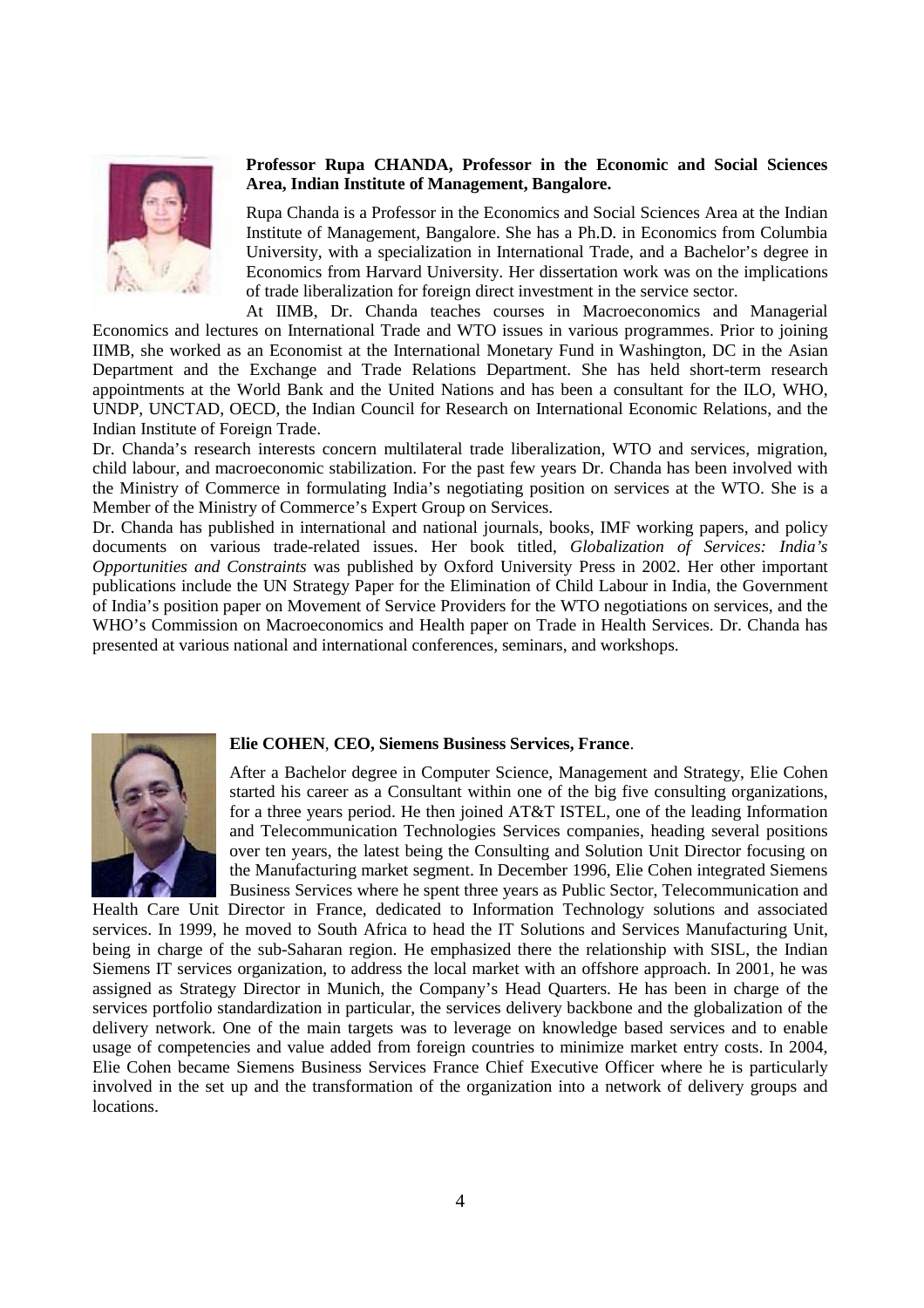**Professor Rupa CHANDA, Professor in the Economic and Social Sciences Area, Indian Institute of Management, Bangalore.**

Rupa Chanda is a Professor in the Economics and Social Sciences Area at the Indian Institute of Management, Bangalore. She has a Ph.D. in Economics from Columbia University, with a specialization in International Trade, and a Bachelor's degree in Economics from Harvard University. Her dissertation work was on the implications of trade liberalization for foreign direct investment in the service sector.

At IIMB, Dr. Chanda teaches courses in Macroeconomics and Managerial Economics and lectures on International Trade and WTO issues in various programmes. Prior to joining IIMB, she worked as an Economist at the International Monetary Fund in Washington, DC in the Asian Department and the Exchange and Trade Relations Department. She has held short-term research appointments at the World Bank and the United Nations and has been a consultant for the ILO, WHO, UNDP, UNCTAD, OECD, the Indian Council for Research on International Economic Relations, and the Indian Institute of Foreign Trade.

Dr. Chanda's research interests concern multilateral trade liberalization, WTO and services, migration, child labour, and macroeconomic stabilization. For the past few years Dr. Chanda has been involved with the Ministry of Commerce in formulating India's negotiating position on services at the WTO. She is a Member of the Ministry of Commerce's Expert Group on Services.

Dr. Chanda has published in international and national journals, books, IMF working papers, and policy documents on various trade-related issues. Her book titled, *Globalization of Services: India's Opportunities and Constraints* was published by Oxford University Press in 2002. Her other important publications include the UN Strategy Paper for the Elimination of Child Labour in India, the Government of India's position paper on Movement of Service Providers for the WTO negotiations on services, and the WHO's Commission on Macroeconomics and Health paper on Trade in Health Services. Dr. Chanda has presented at various national and international conferences, seminars, and workshops.

**Elie COHEN**, **CEO, Siemens Business Services, France**.

After a Bachelor degree in Computer Science, Management and Strategy, Elie Cohen started his career as a Consultant within one of the big five consulting organizations, for a three years period. He then joined AT&T ISTEL, one of the leading Information and Telecommunication Technologies Services companies, heading several positions over ten years, the latest being the Consulting and Solution Unit Director focusing on the Manufacturing market segment. In December 1996, Elie Cohen integrated Siemens Business Services where he spent three years as Public Sector, Telecommunication and Health Care Unit Director in France, dedicated to Information Technology solutions and associated services. In 1999, he moved to South Africa to head the IT Solutions and Services Manufacturing Unit, being in charge of the sub-Saharan region. He emphasized there the relationship with SISL, the Indian Siemens IT services organization, to address the local market with an offshore approach. In 2001, he was assigned as Strategy Director in Munich, the Company's Head Quarters. He has been in charge of the services portfolio standardization in particular, the services delivery backbone and the globalization of the delivery network. One of the main targets was to leverage on knowledge based services and to enable usage of competencies and value added from foreign countries to minimize market entry costs. In 2004, Elie Cohen became Siemens Business Services France Chief Executive Officer where he is particularly involved in the set up and the transformation of the organization into a network of delivery groups and locations.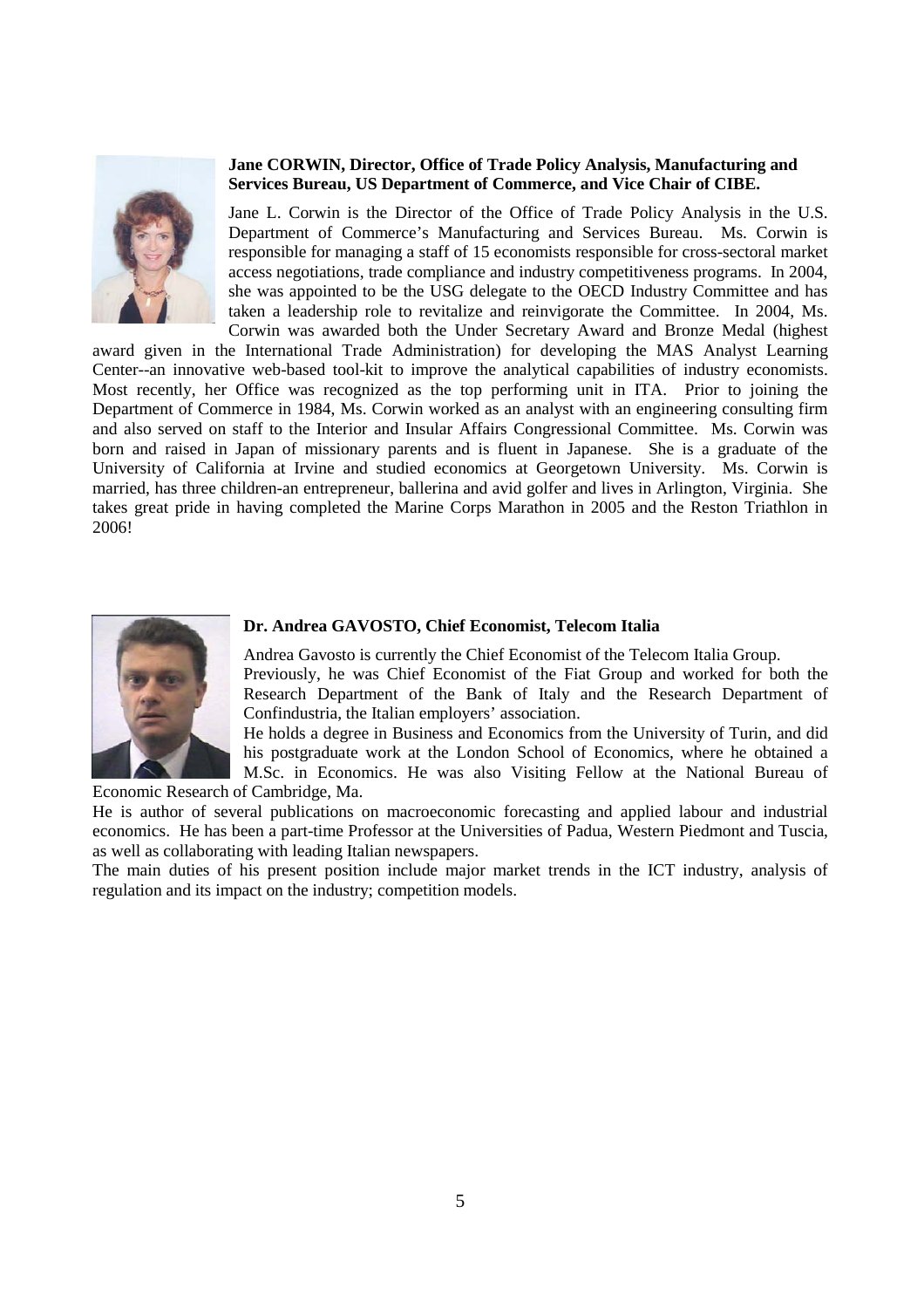**Jane CORWIN, Director, Office of Trade Policy Analysis, Manufacturing and Services Bureau, US Department of Commerce, and Vice Chair of CIBE.**

Jane L. Corwin is the Director of the Office of Trade Policy Analysis in the U.S. Department of Commerce's Manufacturing and Services Bureau. Ms. Corwin is responsible for managing a staff of 15 economists responsible for cross-sectoral market access negotiations, trade compliance and industry competitiveness programs. In 2004, she was appointed to be the USG delegate to the OECD Industry Committee and has taken a leadership role to revitalize and reinvigorate the Committee. In 2004, Ms. Corwin was awarded both the Under Secretary Award and Bronze Medal (highest award given in the International Trade Administration) for developing the MAS Analyst Learning Center--an innovative web-based tool-kit to improve the analytical capabilities of industry economists. Most recently, her Office was recognized as the top performing unit in ITA. Prior to joining the Department of Commerce in 1984, Ms. Corwin worked as an analyst with an engineering consulting firm and also served on staff to the Interior and Insular Affairs Congressional Committee. Ms. Corwin was born and raised in Japan of missionary parents and is fluent in Japanese. She is a graduate of the University of California at Irvine and studied economics at Georgetown University. Ms. Corwin is married, has three children-an entrepreneur, ballerina and avid golfer and lives in Arlington, Virginia. She takes great pride in having completed the Marine Corps Marathon in 2005 and the Reston Triathlon in 2006!

**Dr. Andrea GAVOSTO, Chief Economist, Telecom Italia**

Andrea Gavosto is currently the Chief Economist of the Telecom Italia Group.
Previously, he was Chief Economist of the Fiat Group and worked for both the Research Department of the Bank of Italy and the Research Department of Confindustria, the Italian employers' association.
He holds a degree in Business and Economics from the University of Turin, and did his postgraduate work at the London School of Economics, where he obtained a M.Sc. in Economics. He was also Visiting Fellow at the National Bureau of Economic Research of Cambridge, Ma.
He is author of several publications on macroeconomic forecasting and applied labour and industrial economics. He has been a part-time Professor at the Universities of Padua, Western Piedmont and Tuscia, as well as collaborating with leading Italian newspapers.
The main duties of his present position include major market trends in the ICT industry, analysis of regulation and its impact on the industry; competition models.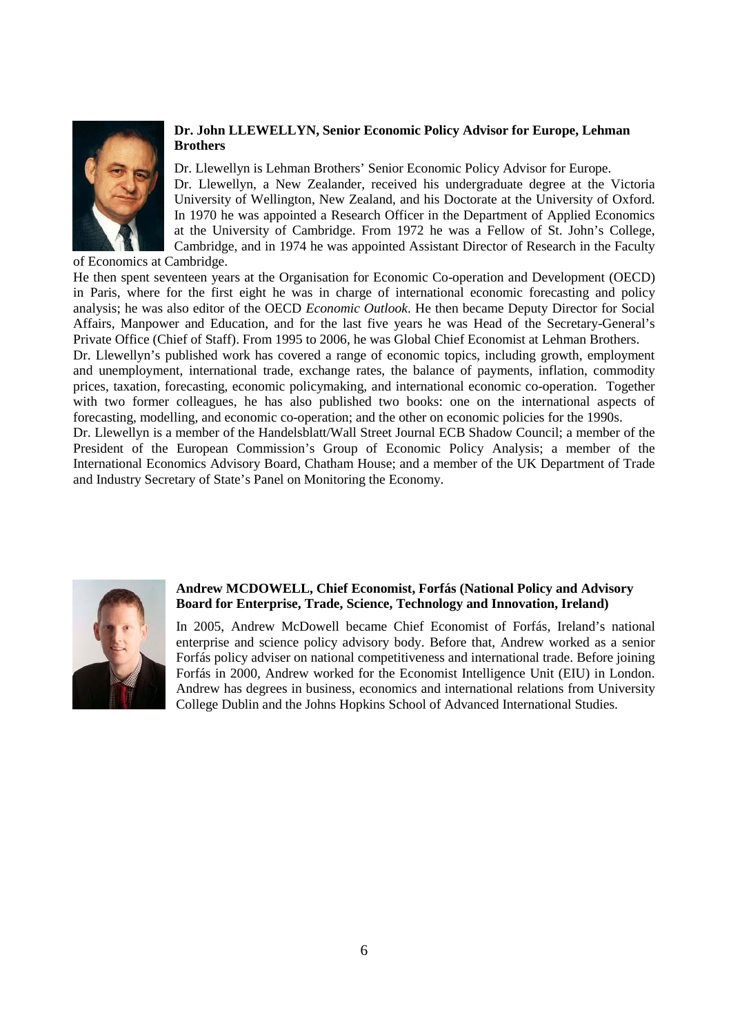**Dr. John LLEWELLYN, Senior Economic Policy Advisor for Europe, Lehman Brothers**

Dr. Llewellyn is Lehman Brothers' Senior Economic Policy Advisor for Europe.

Dr. Llewellyn, a New Zealander, received his undergraduate degree at the Victoria University of Wellington, New Zealand, and his Doctorate at the University of Oxford. In 1970 he was appointed a Research Officer in the Department of Applied Economics at the University of Cambridge. From 1972 he was a Fellow of St. John's College, Cambridge, and in 1974 he was appointed Assistant Director of Research in the Faculty of Economics at Cambridge.

He then spent seventeen years at the Organisation for Economic Co-operation and Development (OECD) in Paris, where for the first eight he was in charge of international economic forecasting and policy analysis; he was also editor of the OECD *Economic Outlook*. He then became Deputy Director for Social Affairs, Manpower and Education, and for the last five years he was Head of the Secretary-General's Private Office (Chief of Staff). From 1995 to 2006, he was Global Chief Economist at Lehman Brothers.

Dr. Llewellyn's published work has covered a range of economic topics, including growth, employment and unemployment, international trade, exchange rates, the balance of payments, inflation, commodity prices, taxation, forecasting, economic policymaking, and international economic co-operation. Together with two former colleagues, he has also published two books: one on the international aspects of forecasting, modelling, and economic co-operation; and the other on economic policies for the 1990s.

Dr. Llewellyn is a member of the Handelsblatt/Wall Street Journal ECB Shadow Council; a member of the President of the European Commission's Group of Economic Policy Analysis; a member of the International Economics Advisory Board, Chatham House; and a member of the UK Department of Trade and Industry Secretary of State's Panel on Monitoring the Economy.

**Andrew MCDOWELL, Chief Economist, Forfás (National Policy and Advisory Board for Enterprise, Trade, Science, Technology and Innovation, Ireland)**

In 2005, Andrew McDowell became Chief Economist of Forfás, Ireland's national enterprise and science policy advisory body. Before that, Andrew worked as a senior Forfás policy adviser on national competitiveness and international trade. Before joining Forfás in 2000, Andrew worked for the Economist Intelligence Unit (EIU) in London. Andrew has degrees in business, economics and international relations from University College Dublin and the Johns Hopkins School of Advanced International Studies.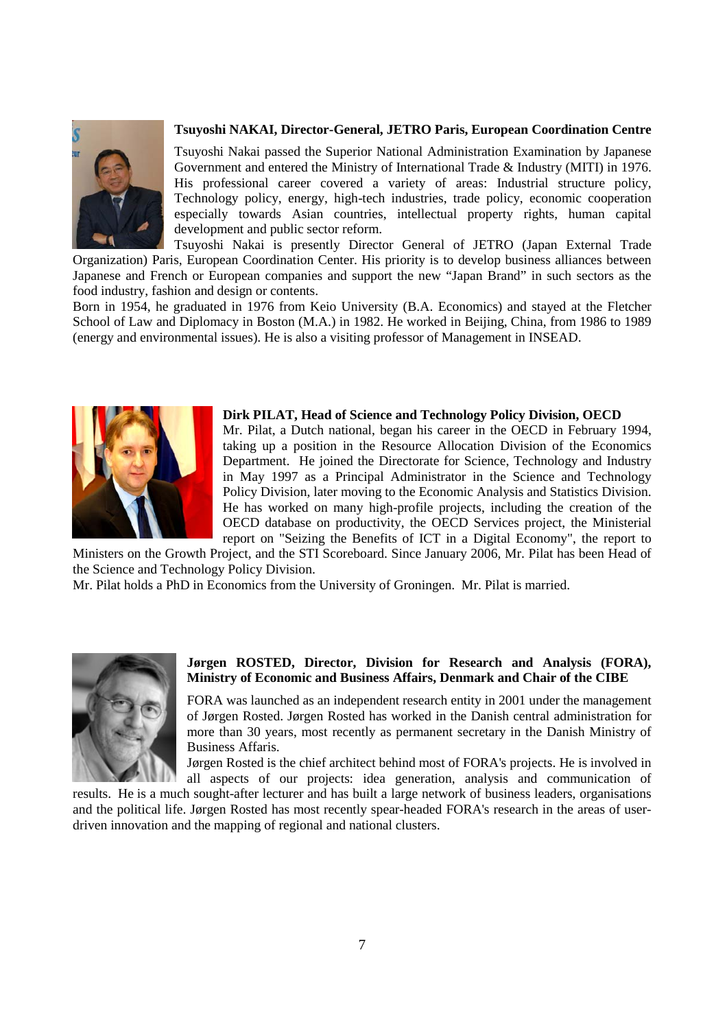**Tsuyoshi NAKAI, Director-General, JETRO Paris, European Coordination Centre**

Tsuyoshi Nakai passed the Superior National Administration Examination by Japanese Government and entered the Ministry of International Trade & Industry (MITI) in 1976. His professional career covered a variety of areas: Industrial structure policy, Technology policy, energy, high-tech industries, trade policy, economic cooperation especially towards Asian countries, intellectual property rights, human capital development and public sector reform.

Tsuyoshi Nakai is presently Director General of JETRO (Japan External Trade Organization) Paris, European Coordination Center. His priority is to develop business alliances between Japanese and French or European companies and support the new "Japan Brand" in such sectors as the food industry, fashion and design or contents.

Born in 1954, he graduated in 1976 from Keio University (B.A. Economics) and stayed at the Fletcher School of Law and Diplomacy in Boston (M.A.) in 1982. He worked in Beijing, China, from 1986 to 1989 (energy and environmental issues). He is also a visiting professor of Management in INSEAD.

**Dirk PILAT, Head of Science and Technology Policy Division, OECD**

Mr. Pilat, a Dutch national, began his career in the OECD in February 1994, taking up a position in the Resource Allocation Division of the Economics Department. He joined the Directorate for Science, Technology and Industry in May 1997 as a Principal Administrator in the Science and Technology Policy Division, later moving to the Economic Analysis and Statistics Division. He has worked on many high-profile projects, including the creation of the OECD database on productivity, the OECD Services project, the Ministerial report on "Seizing the Benefits of ICT in a Digital Economy", the report to Ministers on the Growth Project, and the STI Scoreboard. Since January 2006, Mr. Pilat has been Head of the Science and Technology Policy Division.

Mr. Pilat holds a PhD in Economics from the University of Groningen. Mr. Pilat is married.

**Jørgen ROSTED, Director, Division for Research and Analysis (FORA), Ministry of Economic and Business Affairs, Denmark and Chair of the CIBE**

FORA was launched as an independent research entity in 2001 under the management of Jørgen Rosted. Jørgen Rosted has worked in the Danish central administration for more than 30 years, most recently as permanent secretary in the Danish Ministry of Business Affaris.

Jørgen Rosted is the chief architect behind most of FORA's projects. He is involved in all aspects of our projects: idea generation, analysis and communication of results. He is a much sought-after lecturer and has built a large network of business leaders, organisations and the political life. Jørgen Rosted has most recently spear-headed FORA's research in the areas of user-driven innovation and the mapping of regional and national clusters.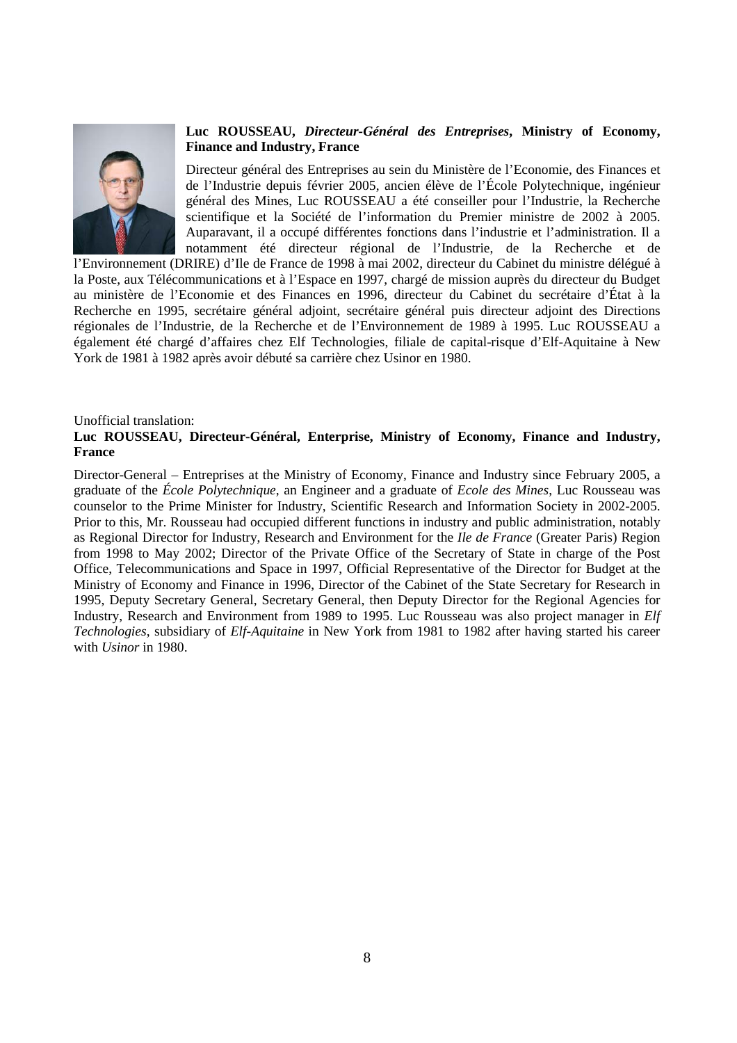**Luc ROUSSEAU, *Directeur-Général des Entreprises*, Ministry of Economy, Finance and Industry, France**

Directeur général des Entreprises au sein du Ministère de l'Economie, des Finances et de l'Industrie depuis février 2005, ancien élève de l'École Polytechnique, ingénieur général des Mines, Luc ROUSSEAU a été conseiller pour l'Industrie, la Recherche scientifique et la Société de l'information du Premier ministre de 2002 à 2005. Auparavant, il a occupé différentes fonctions dans l'industrie et l'administration. Il a notamment été directeur régional de l'Industrie, de la Recherche et de l'Environnement (DRIRE) d'Ile de France de 1998 à mai 2002, directeur du Cabinet du ministre délégué à la Poste, aux Télécommunications et à l'Espace en 1997, chargé de mission auprès du directeur du Budget au ministère de l'Economie et des Finances en 1996, directeur du Cabinet du secrétaire d'État à la Recherche en 1995, secrétaire général adjoint, secrétaire général puis directeur adjoint des Directions régionales de l'Industrie, de la Recherche et de l'Environnement de 1989 à 1995. Luc ROUSSEAU a également été chargé d'affaires chez Elf Technologies, filiale de capital-risque d'Elf-Aquitaine à New York de 1981 à 1982 après avoir débuté sa carrière chez Usinor en 1980.

Unofficial translation:

**Luc ROUSSEAU, Directeur-Général, Enterprise, Ministry of Economy, Finance and Industry, France**

Director-General – Entreprises at the Ministry of Economy, Finance and Industry since February 2005, a graduate of the *École Polytechnique*, an Engineer and a graduate of *Ecole des Mines*, Luc Rousseau was counselor to the Prime Minister for Industry, Scientific Research and Information Society in 2002-2005. Prior to this, Mr. Rousseau had occupied different functions in industry and public administration, notably as Regional Director for Industry, Research and Environment for the *Ile de France* (Greater Paris) Region from 1998 to May 2002; Director of the Private Office of the Secretary of State in charge of the Post Office, Telecommunications and Space in 1997, Official Representative of the Director for Budget at the Ministry of Economy and Finance in 1996, Director of the Cabinet of the State Secretary for Research in 1995, Deputy Secretary General, Secretary General, then Deputy Director for the Regional Agencies for Industry, Research and Environment from 1989 to 1995. Luc Rousseau was also project manager in *Elf Technologies*, subsidiary of *Elf-Aquitaine* in New York from 1981 to 1982 after having started his career with *Usinor* in 1980.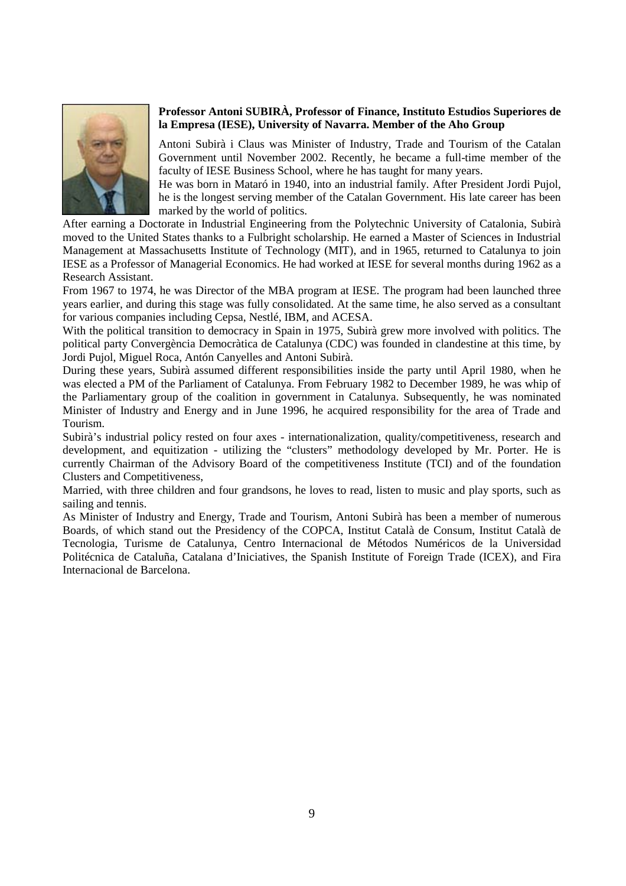**Professor Antoni SUBIRÀ, Professor of Finance, Instituto Estudios Superiores de la Empresa (IESE), University of Navarra. Member of the Aho Group**

Antoni Subirà i Claus was Minister of Industry, Trade and Tourism of the Catalan Government until November 2002. Recently, he became a full-time member of the faculty of IESE Business School, where he has taught for many years.

He was born in Mataró in 1940, into an industrial family. After President Jordi Pujol, he is the longest serving member of the Catalan Government. His late career has been marked by the world of politics.

After earning a Doctorate in Industrial Engineering from the Polytechnic University of Catalonia, Subirà moved to the United States thanks to a Fulbright scholarship. He earned a Master of Sciences in Industrial Management at Massachusetts Institute of Technology (MIT), and in 1965, returned to Catalunya to join IESE as a Professor of Managerial Economics. He had worked at IESE for several months during 1962 as a Research Assistant.

From 1967 to 1974, he was Director of the MBA program at IESE. The program had been launched three years earlier, and during this stage was fully consolidated. At the same time, he also served as a consultant for various companies including Cepsa, Nestlé, IBM, and ACESA.

With the political transition to democracy in Spain in 1975, Subirà grew more involved with politics. The political party Convergència Democràtica de Catalunya (CDC) was founded in clandestine at this time, by Jordi Pujol, Miguel Roca, Antón Canyelles and Antoni Subirà.

During these years, Subirà assumed different responsibilities inside the party until April 1980, when he was elected a PM of the Parliament of Catalunya. From February 1982 to December 1989, he was whip of the Parliamentary group of the coalition in government in Catalunya. Subsequently, he was nominated Minister of Industry and Energy and in June 1996, he acquired responsibility for the area of Trade and Tourism.

Subirà's industrial policy rested on four axes - internationalization, quality/competitiveness, research and development, and equitization - utilizing the "clusters" methodology developed by Mr. Porter. He is currently Chairman of the Advisory Board of the competitiveness Institute (TCI) and of the foundation Clusters and Competitiveness,

Married, with three children and four grandsons, he loves to read, listen to music and play sports, such as sailing and tennis.

As Minister of Industry and Energy, Trade and Tourism, Antoni Subirà has been a member of numerous Boards, of which stand out the Presidency of the COPCA, Institut Català de Consum, Institut Català de Tecnologia, Turisme de Catalunya, Centro Internacional de Métodos Numéricos de la Universidad Politécnica de Cataluña, Catalana d'Iniciatives, the Spanish Institute of Foreign Trade (ICEX), and Fira Internacional de Barcelona.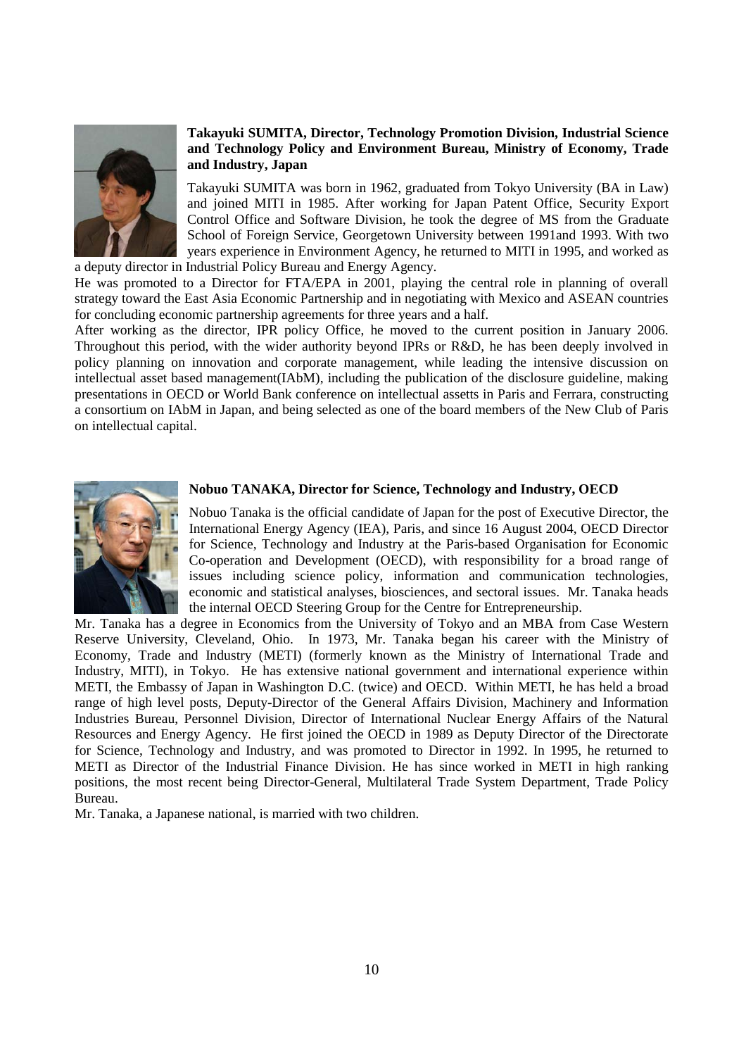**Takayuki SUMITA, Director, Technology Promotion Division, Industrial Science and Technology Policy and Environment Bureau, Ministry of Economy, Trade and Industry, Japan**

Takayuki SUMITA was born in 1962, graduated from Tokyo University (BA in Law) and joined MITI in 1985. After working for Japan Patent Office, Security Export Control Office and Software Division, he took the degree of MS from the Graduate School of Foreign Service, Georgetown University between 1991and 1993. With two years experience in Environment Agency, he returned to MITI in 1995, and worked as a deputy director in Industrial Policy Bureau and Energy Agency.

He was promoted to a Director for FTA/EPA in 2001, playing the central role in planning of overall strategy toward the East Asia Economic Partnership and in negotiating with Mexico and ASEAN countries for concluding economic partnership agreements for three years and a half.

After working as the director, IPR policy Office, he moved to the current position in January 2006. Throughout this period, with the wider authority beyond IPRs or R&D, he has been deeply involved in policy planning on innovation and corporate management, while leading the intensive discussion on intellectual asset based management(IAbM), including the publication of the disclosure guideline, making presentations in OECD or World Bank conference on intellectual assetts in Paris and Ferrara, constructing a consortium on IAbM in Japan, and being selected as one of the board members of the New Club of Paris on intellectual capital.

**Nobuo TANAKA, Director for Science, Technology and Industry, OECD**

Nobuo Tanaka is the official candidate of Japan for the post of Executive Director, the International Energy Agency (IEA), Paris, and since 16 August 2004, OECD Director for Science, Technology and Industry at the Paris-based Organisation for Economic Co-operation and Development (OECD), with responsibility for a broad range of issues including science policy, information and communication technologies, economic and statistical analyses, biosciences, and sectoral issues. Mr. Tanaka heads the internal OECD Steering Group for the Centre for Entrepreneurship.

Mr. Tanaka has a degree in Economics from the University of Tokyo and an MBA from Case Western Reserve University, Cleveland, Ohio. In 1973, Mr. Tanaka began his career with the Ministry of Economy, Trade and Industry (METI) (formerly known as the Ministry of International Trade and Industry, MITI), in Tokyo. He has extensive national government and international experience within METI, the Embassy of Japan in Washington D.C. (twice) and OECD. Within METI, he has held a broad range of high level posts, Deputy-Director of the General Affairs Division, Machinery and Information Industries Bureau, Personnel Division, Director of International Nuclear Energy Affairs of the Natural Resources and Energy Agency. He first joined the OECD in 1989 as Deputy Director of the Directorate for Science, Technology and Industry, and was promoted to Director in 1992. In 1995, he returned to METI as Director of the Industrial Finance Division. He has since worked in METI in high ranking positions, the most recent being Director-General, Multilateral Trade System Department, Trade Policy Bureau.

Mr. Tanaka, a Japanese national, is married with two children.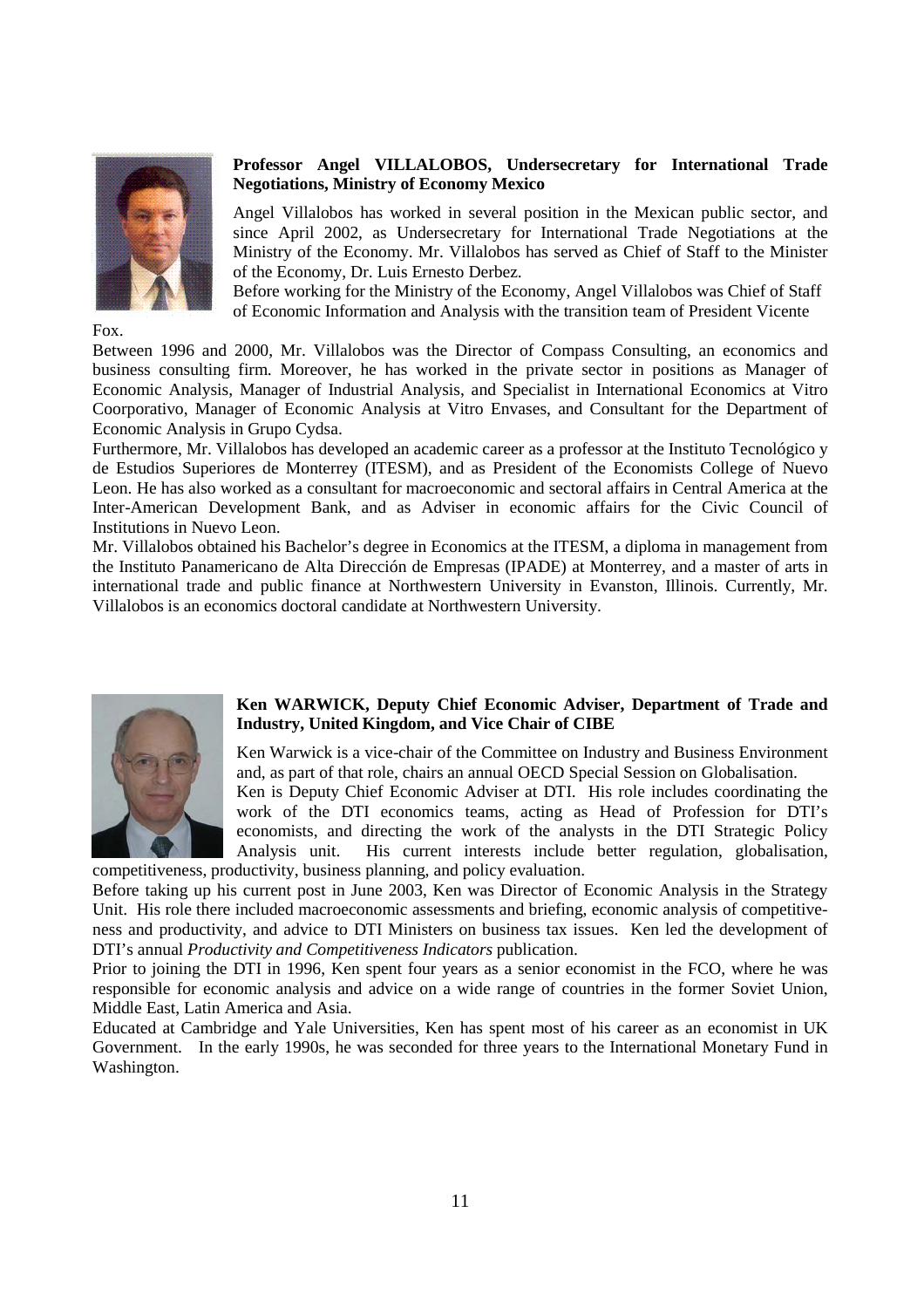**Professor Angel VILLALOBOS, Undersecretary for International Trade Negotiations, Ministry of Economy Mexico**

Angel Villalobos has worked in several position in the Mexican public sector, and since April 2002, as Undersecretary for International Trade Negotiations at the Ministry of the Economy. Mr. Villalobos has served as Chief of Staff to the Minister of the Economy, Dr. Luis Ernesto Derbez.

Before working for the Ministry of the Economy, Angel Villalobos was Chief of Staff of Economic Information and Analysis with the transition team of President Vicente Fox.

Between 1996 and 2000, Mr. Villalobos was the Director of Compass Consulting, an economics and business consulting firm. Moreover, he has worked in the private sector in positions as Manager of Economic Analysis, Manager of Industrial Analysis, and Specialist in International Economics at Vitro Coorporativo, Manager of Economic Analysis at Vitro Envases, and Consultant for the Department of Economic Analysis in Grupo Cydsa.

Furthermore, Mr. Villalobos has developed an academic career as a professor at the Instituto Tecnológico y de Estudios Superiores de Monterrey (ITESM), and as President of the Economists College of Nuevo Leon. He has also worked as a consultant for macroeconomic and sectoral affairs in Central America at the Inter-American Development Bank, and as Adviser in economic affairs for the Civic Council of Institutions in Nuevo Leon.

Mr. Villalobos obtained his Bachelor's degree in Economics at the ITESM, a diploma in management from the Instituto Panamericano de Alta Dirección de Empresas (IPADE) at Monterrey, and a master of arts in international trade and public finance at Northwestern University in Evanston, Illinois. Currently, Mr. Villalobos is an economics doctoral candidate at Northwestern University.

**Ken WARWICK, Deputy Chief Economic Adviser, Department of Trade and Industry, United Kingdom, and Vice Chair of CIBE**

Ken Warwick is a vice-chair of the Committee on Industry and Business Environment and, as part of that role, chairs an annual OECD Special Session on Globalisation.

Ken is Deputy Chief Economic Adviser at DTI. His role includes coordinating the work of the DTI economics teams, acting as Head of Profession for DTI's economists, and directing the work of the analysts in the DTI Strategic Policy Analysis unit. His current interests include better regulation, globalisation, competitiveness, productivity, business planning, and policy evaluation.

Before taking up his current post in June 2003, Ken was Director of Economic Analysis in the Strategy Unit. His role there included macroeconomic assessments and briefing, economic analysis of competitiveness and productivity, and advice to DTI Ministers on business tax issues. Ken led the development of DTI's annual *Productivity and Competitiveness Indicators* publication.

Prior to joining the DTI in 1996, Ken spent four years as a senior economist in the FCO, where he was responsible for economic analysis and advice on a wide range of countries in the former Soviet Union, Middle East, Latin America and Asia.

Educated at Cambridge and Yale Universities, Ken has spent most of his career as an economist in UK Government. In the early 1990s, he was seconded for three years to the International Monetary Fund in Washington.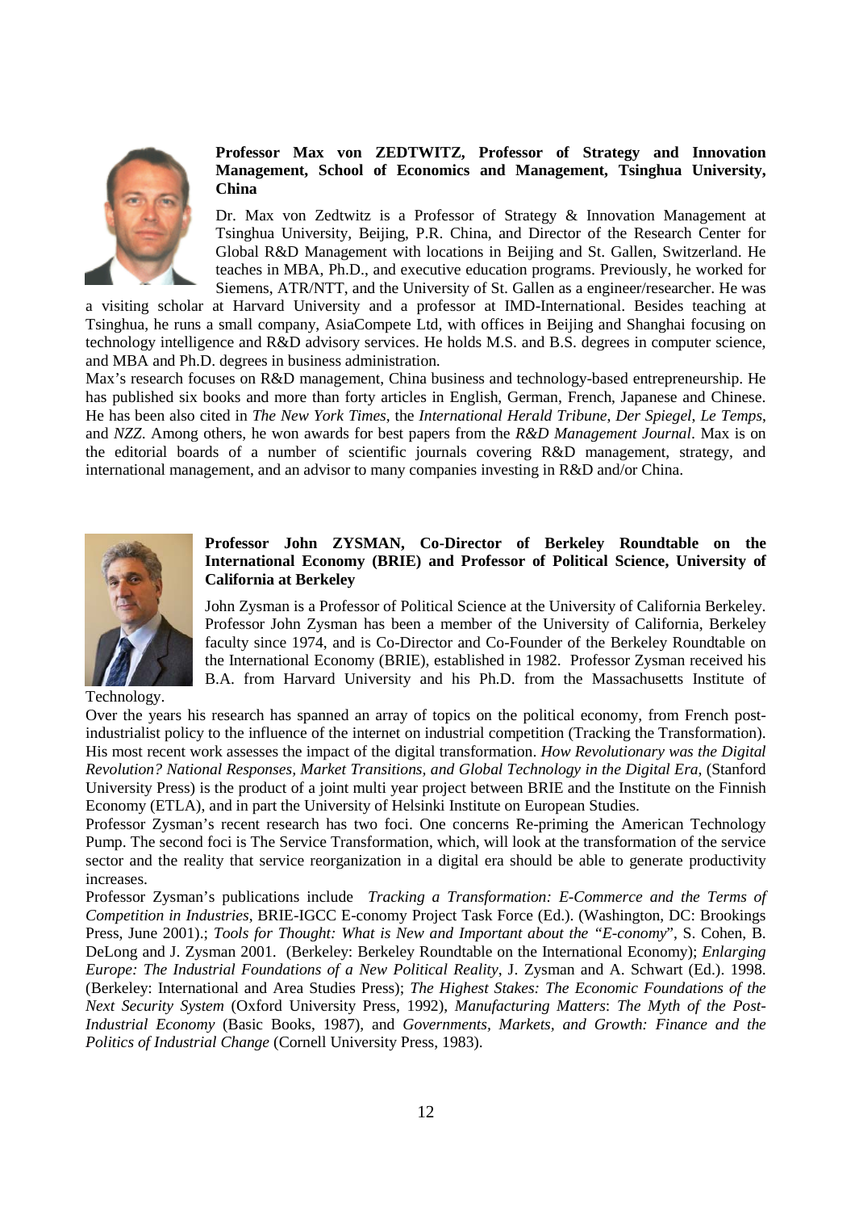**Professor Max von ZEDTWITZ, Professor of Strategy and Innovation Management, School of Economics and Management, Tsinghua University, China**

Dr. Max von Zedtwitz is a Professor of Strategy & Innovation Management at Tsinghua University, Beijing, P.R. China, and Director of the Research Center for Global R&D Management with locations in Beijing and St. Gallen, Switzerland. He teaches in MBA, Ph.D., and executive education programs. Previously, he worked for Siemens, ATR/NTT, and the University of St. Gallen as a engineer/researcher. He was a visiting scholar at Harvard University and a professor at IMD-International. Besides teaching at Tsinghua, he runs a small company, AsiaCompete Ltd, with offices in Beijing and Shanghai focusing on technology intelligence and R&D advisory services. He holds M.S. and B.S. degrees in computer science, and MBA and Ph.D. degrees in business administration.

Max's research focuses on R&D management, China business and technology-based entrepreneurship. He has published six books and more than forty articles in English, German, French, Japanese and Chinese. He has been also cited in *The New York Times*, the *International Herald Tribune*, *Der Spiegel*, *Le Temps*, and *NZZ*. Among others, he won awards for best papers from the *R&D Management Journal*. Max is on the editorial boards of a number of scientific journals covering R&D management, strategy, and international management, and an advisor to many companies investing in R&D and/or China.

**Professor John ZYSMAN, Co-Director of Berkeley Roundtable on the International Economy (BRIE) and Professor of Political Science, University of California at Berkeley**

John Zysman is a Professor of Political Science at the University of California Berkeley. Professor John Zysman has been a member of the University of California, Berkeley faculty since 1974, and is Co-Director and Co-Founder of the Berkeley Roundtable on the International Economy (BRIE), established in 1982. Professor Zysman received his B.A. from Harvard University and his Ph.D. from the Massachusetts Institute of Technology.

Over the years his research has spanned an array of topics on the political economy, from French post-industrialist policy to the influence of the internet on industrial competition (Tracking the Transformation). His most recent work assesses the impact of the digital transformation. *How Revolutionary was the Digital Revolution? National Responses, Market Transitions, and Global Technology in the Digital Era*, (Stanford University Press) is the product of a joint multi year project between BRIE and the Institute on the Finnish Economy (ETLA), and in part the University of Helsinki Institute on European Studies.

Professor Zysman's recent research has two foci. One concerns Re-priming the American Technology Pump. The second foci is The Service Transformation, which, will look at the transformation of the service sector and the reality that service reorganization in a digital era should be able to generate productivity increases.

Professor Zysman's publications include *Tracking a Transformation: E-Commerce and the Terms of Competition in Industries*, BRIE-IGCC E-conomy Project Task Force (Ed.). (Washington, DC: Brookings Press, June 2001).; *Tools for Thought: What is New and Important about the "E-conomy*", S. Cohen, B. DeLong and J. Zysman 2001. (Berkeley: Berkeley Roundtable on the International Economy); *Enlarging Europe: The Industrial Foundations of a New Political Reality*, J. Zysman and A. Schwart (Ed.). 1998. (Berkeley: International and Area Studies Press); *The Highest Stakes: The Economic Foundations of the Next Security System* (Oxford University Press, 1992), *Manufacturing Matters*: *The Myth of the Post-Industrial Economy* (Basic Books, 1987), and *Governments, Markets, and Growth: Finance and the Politics of Industrial Change* (Cornell University Press, 1983).